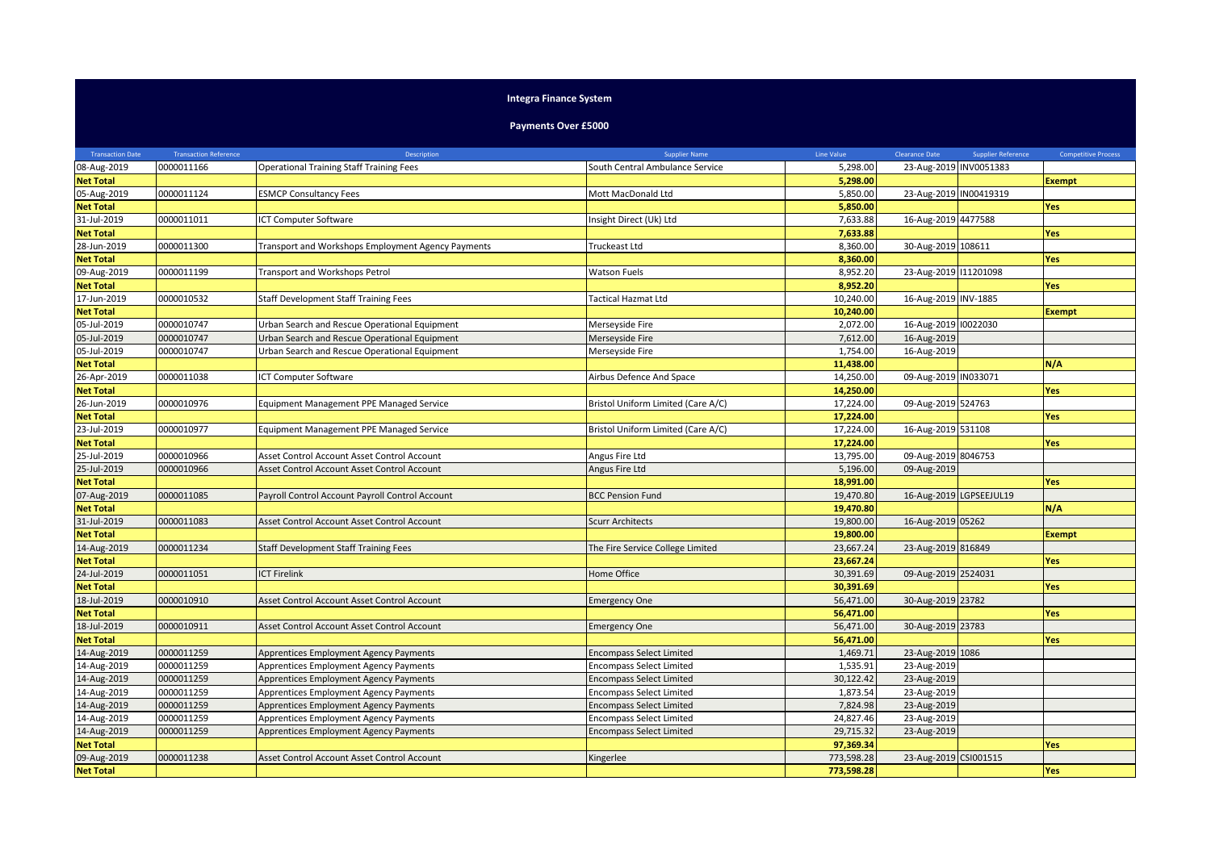# Integra Finance System

## Payments Over £5000

| Transaction Date | Transaction Reference | Description | Supplier Name | Line Value | Clearance Date | Supplier Reference | Competitive Process |
|---|---|---|---|---|---|---|---|
| 08-Aug-2019 | 0000011166 | Operational Training Staff Training Fees | South Central Ambulance Service | 5,298.00 | 23-Aug-2019 | INV0051383 | |
| **Net Total** | | | | **5,298.00** | | | **Exempt** |
| 05-Aug-2019 | 0000011124 | ESMCP Consultancy Fees | Mott MacDonald Ltd | 5,850.00 | 23-Aug-2019 | IN00419319 | |
| **Net Total** | | | | **5,850.00** | | | **Yes** |
| 31-Jul-2019 | 0000011011 | ICT Computer Software | Insight Direct (Uk) Ltd | 7,633.88 | 16-Aug-2019 | 4477588 | |
| **Net Total** | | | | **7,633.88** | | | **Yes** |
| 28-Jun-2019 | 0000011300 | Transport and Workshops Employment Agency Payments | Truckeast Ltd | 8,360.00 | 30-Aug-2019 | 108611 | |
| **Net Total** | | | | **8,360.00** | | | **Yes** |
| 09-Aug-2019 | 0000011199 | Transport and Workshops Petrol | Watson Fuels | 8,952.20 | 23-Aug-2019 | I11201098 | |
| **Net Total** | | | | **8,952.20** | | | **Yes** |
| 17-Jun-2019 | 0000010532 | Staff Development Staff Training Fees | Tactical Hazmat Ltd | 10,240.00 | 16-Aug-2019 | INV-1885 | |
| **Net Total** | | | | **10,240.00** | | | **Exempt** |
| 05-Jul-2019 | 0000010747 | Urban Search and Rescue Operational Equipment | Merseyside Fire | 2,072.00 | 16-Aug-2019 | I0022030 | |
| 05-Jul-2019 | 0000010747 | Urban Search and Rescue Operational Equipment | Merseyside Fire | 7,612.00 | 16-Aug-2019 | | |
| 05-Jul-2019 | 0000010747 | Urban Search and Rescue Operational Equipment | Merseyside Fire | 1,754.00 | 16-Aug-2019 | | |
| **Net Total** | | | | **11,438.00** | | | **N/A** |
| 26-Apr-2019 | 0000011038 | ICT Computer Software | Airbus Defence And Space | 14,250.00 | 09-Aug-2019 | IN033071 | |
| **Net Total** | | | | **14,250.00** | | | **Yes** |
| 26-Jun-2019 | 0000010976 | Equipment Management PPE Managed Service | Bristol Uniform Limited (Care A/C) | 17,224.00 | 09-Aug-2019 | 524763 | |
| **Net Total** | | | | **17,224.00** | | | **Yes** |
| 23-Jul-2019 | 0000010977 | Equipment Management PPE Managed Service | Bristol Uniform Limited (Care A/C) | 17,224.00 | 16-Aug-2019 | 531108 | |
| **Net Total** | | | | **17,224.00** | | | **Yes** |
| 25-Jul-2019 | 0000010966 | Asset Control Account Asset Control Account | Angus Fire Ltd | 13,795.00 | 09-Aug-2019 | 8046753 | |
| 25-Jul-2019 | 0000010966 | Asset Control Account Asset Control Account | Angus Fire Ltd | 5,196.00 | 09-Aug-2019 | | |
| **Net Total** | | | | **18,991.00** | | | **Yes** |
| 07-Aug-2019 | 0000011085 | Payroll Control Account Payroll Control Account | BCC Pension Fund | 19,470.80 | 16-Aug-2019 | LGPSEEJUL19 | |
| **Net Total** | | | | **19,470.80** | | | **N/A** |
| 31-Jul-2019 | 0000011083 | Asset Control Account Asset Control Account | Scurr Architects | 19,800.00 | 16-Aug-2019 | 05262 | |
| **Net Total** | | | | **19,800.00** | | | **Exempt** |
| 14-Aug-2019 | 0000011234 | Staff Development Staff Training Fees | The Fire Service College Limited | 23,667.24 | 23-Aug-2019 | 816849 | |
| **Net Total** | | | | **23,667.24** | | | **Yes** |
| 24-Jul-2019 | 0000011051 | ICT Firelink | Home Office | 30,391.69 | 09-Aug-2019 | 2524031 | |
| **Net Total** | | | | **30,391.69** | | | **Yes** |
| 18-Jul-2019 | 0000010910 | Asset Control Account Asset Control Account | Emergency One | 56,471.00 | 30-Aug-2019 | 23782 | |
| **Net Total** | | | | **56,471.00** | | | **Yes** |
| 18-Jul-2019 | 0000010911 | Asset Control Account Asset Control Account | Emergency One | 56,471.00 | 30-Aug-2019 | 23783 | |
| **Net Total** | | | | **56,471.00** | | | **Yes** |
| 14-Aug-2019 | 0000011259 | Apprentices Employment Agency Payments | Encompass Select Limited | 1,469.71 | 23-Aug-2019 | 1086 | |
| 14-Aug-2019 | 0000011259 | Apprentices Employment Agency Payments | Encompass Select Limited | 1,535.91 | 23-Aug-2019 | | |
| 14-Aug-2019 | 0000011259 | Apprentices Employment Agency Payments | Encompass Select Limited | 30,122.42 | 23-Aug-2019 | | |
| 14-Aug-2019 | 0000011259 | Apprentices Employment Agency Payments | Encompass Select Limited | 1,873.54 | 23-Aug-2019 | | |
| 14-Aug-2019 | 0000011259 | Apprentices Employment Agency Payments | Encompass Select Limited | 7,824.98 | 23-Aug-2019 | | |
| 14-Aug-2019 | 0000011259 | Apprentices Employment Agency Payments | Encompass Select Limited | 24,827.46 | 23-Aug-2019 | | |
| 14-Aug-2019 | 0000011259 | Apprentices Employment Agency Payments | Encompass Select Limited | 29,715.32 | 23-Aug-2019 | | |
| **Net Total** | | | | **97,369.34** | | | **Yes** |
| 09-Aug-2019 | 0000011238 | Asset Control Account Asset Control Account | Kingerlee | 773,598.28 | 23-Aug-2019 | CSI001515 | |
| **Net Total** | | | | **773,598.28** | | | **Yes** |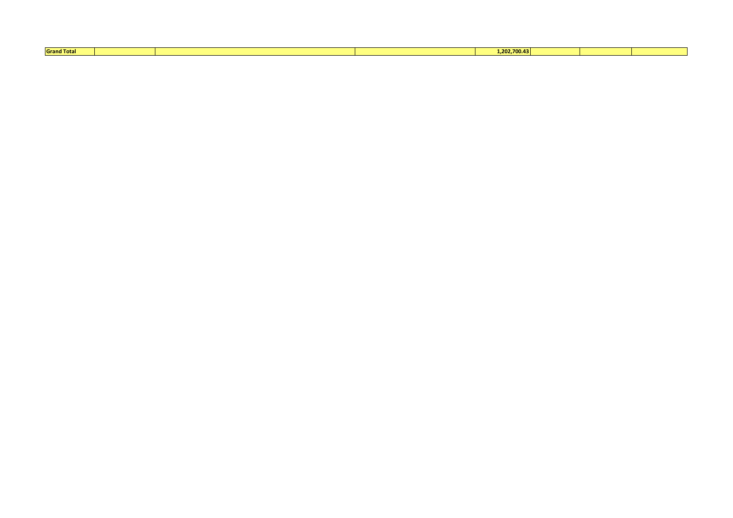| | | | | | | | |
|---|---|---|---|---|---|---|---|
| **Grand Total** | | | | **1,202,700.43** | | | |